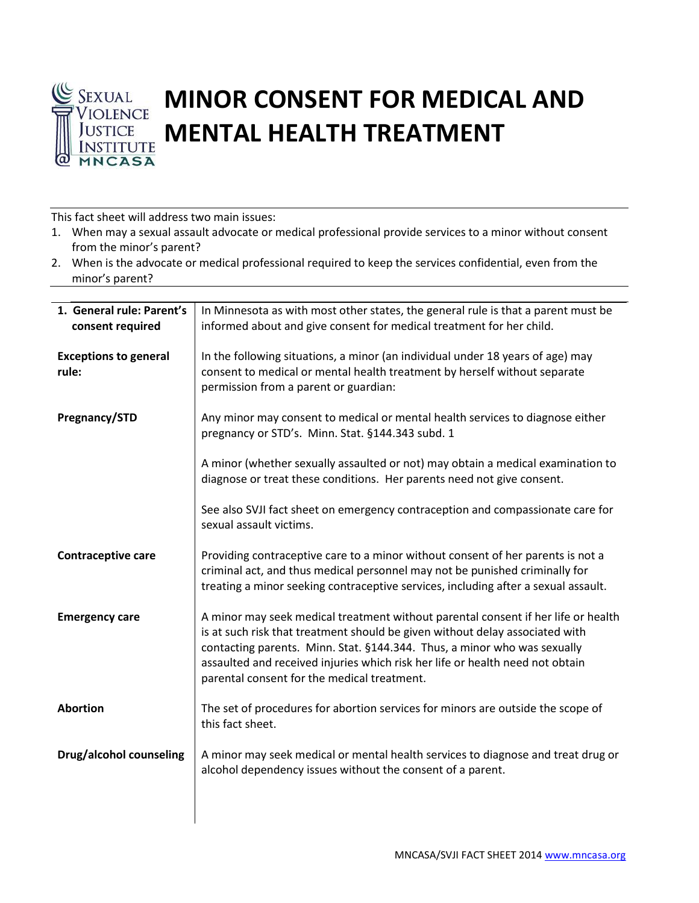# MINOR CONSENT FOR MEDICAL AND MENTAL HEALTH TREATMENT

This fact sheet will address two main issues:

1. When may a sexual assault advocate or medical professional provide services to a minor without consent from the minor's parent?
2. When is the advocate or medical professional required to keep the services confidential, even from the minor's parent?

| | |
|---|---|
| **1. General rule: Parent's consent required** | In Minnesota as with most other states, the general rule is that a parent must be informed about and give consent for medical treatment for her child. |
| **Exceptions to general rule:** | In the following situations, a minor (an individual under 18 years of age) may consent to medical or mental health treatment by herself without separate permission from a parent or guardian: |
| **Pregnancy/STD** | Any minor may consent to medical or mental health services to diagnose either pregnancy or STD's. Minn. Stat. §144.343 subd. 1<br><br>A minor (whether sexually assaulted or not) may obtain a medical examination to diagnose or treat these conditions. Her parents need not give consent.<br><br>See also SVJI fact sheet on emergency contraception and compassionate care for sexual assault victims. |
| **Contraceptive care** | Providing contraceptive care to a minor without consent of her parents is not a criminal act, and thus medical personnel may not be punished criminally for treating a minor seeking contraceptive services, including after a sexual assault. |
| **Emergency care** | A minor may seek medical treatment without parental consent if her life or health is at such risk that treatment should be given without delay associated with contacting parents. Minn. Stat. §144.344. Thus, a minor who was sexually assaulted and received injuries which risk her life or health need not obtain parental consent for the medical treatment. |
| **Abortion** | The set of procedures for abortion services for minors are outside the scope of this fact sheet. |
| **Drug/alcohol counseling** | A minor may seek medical or mental health services to diagnose and treat drug or alcohol dependency issues without the consent of a parent. |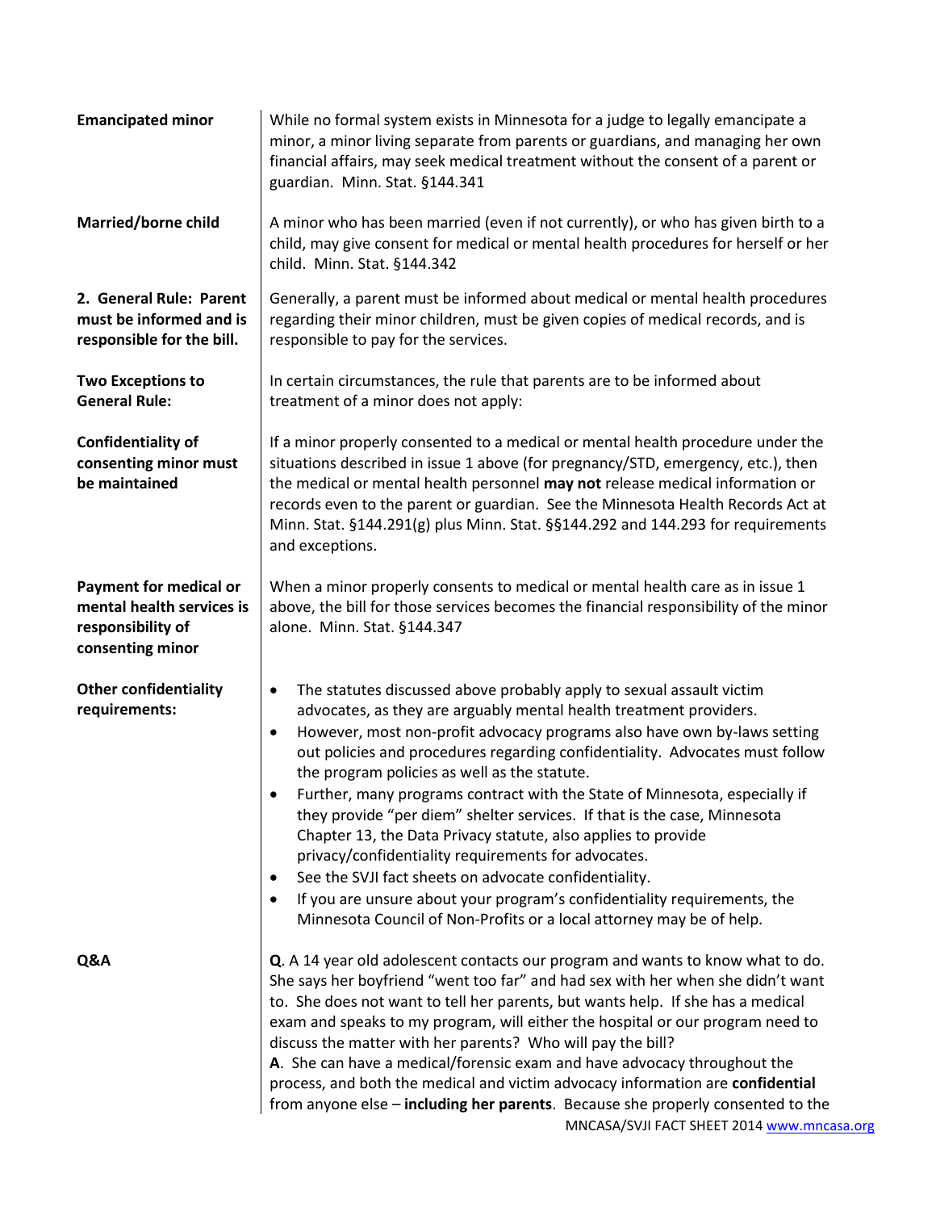**Emancipated minor**

While no formal system exists in Minnesota for a judge to legally emancipate a minor, a minor living separate from parents or guardians, and managing her own financial affairs, may seek medical treatment without the consent of a parent or guardian. Minn. Stat. §144.341

**Married/borne child**

A minor who has been married (even if not currently), or who has given birth to a child, may give consent for medical or mental health procedures for herself or her child. Minn. Stat. §144.342

**2. General Rule: Parent must be informed and is responsible for the bill.**

Generally, a parent must be informed about medical or mental health procedures regarding their minor children, must be given copies of medical records, and is responsible to pay for the services.

**Two Exceptions to General Rule:**

In certain circumstances, the rule that parents are to be informed about treatment of a minor does not apply:

**Confidentiality of consenting minor must be maintained**

If a minor properly consented to a medical or mental health procedure under the situations described in issue 1 above (for pregnancy/STD, emergency, etc.), then the medical or mental health personnel **may not** release medical information or records even to the parent or guardian. See the Minnesota Health Records Act at Minn. Stat. §144.291(g) plus Minn. Stat. §§144.292 and 144.293 for requirements and exceptions.

**Payment for medical or mental health services is responsibility of consenting minor**

When a minor properly consents to medical or mental health care as in issue 1 above, the bill for those services becomes the financial responsibility of the minor alone. Minn. Stat. §144.347

**Other confidentiality requirements:**

- The statutes discussed above probably apply to sexual assault victim advocates, as they are arguably mental health treatment providers.
- However, most non-profit advocacy programs also have own by-laws setting out policies and procedures regarding confidentiality. Advocates must follow the program policies as well as the statute.
- Further, many programs contract with the State of Minnesota, especially if they provide "per diem" shelter services. If that is the case, Minnesota Chapter 13, the Data Privacy statute, also applies to provide privacy/confidentiality requirements for advocates.
- See the SVJI fact sheets on advocate confidentiality.
- If you are unsure about your program's confidentiality requirements, the Minnesota Council of Non-Profits or a local attorney may be of help.

**Q&A**

**Q**. A 14 year old adolescent contacts our program and wants to know what to do. She says her boyfriend "went too far" and had sex with her when she didn't want to. She does not want to tell her parents, but wants help. If she has a medical exam and speaks to my program, will either the hospital or our program need to discuss the matter with her parents? Who will pay the bill?

**A**. She can have a medical/forensic exam and have advocacy throughout the process, and both the medical and victim advocacy information are **confidential** from anyone else – **including her parents**. Because she properly consented to the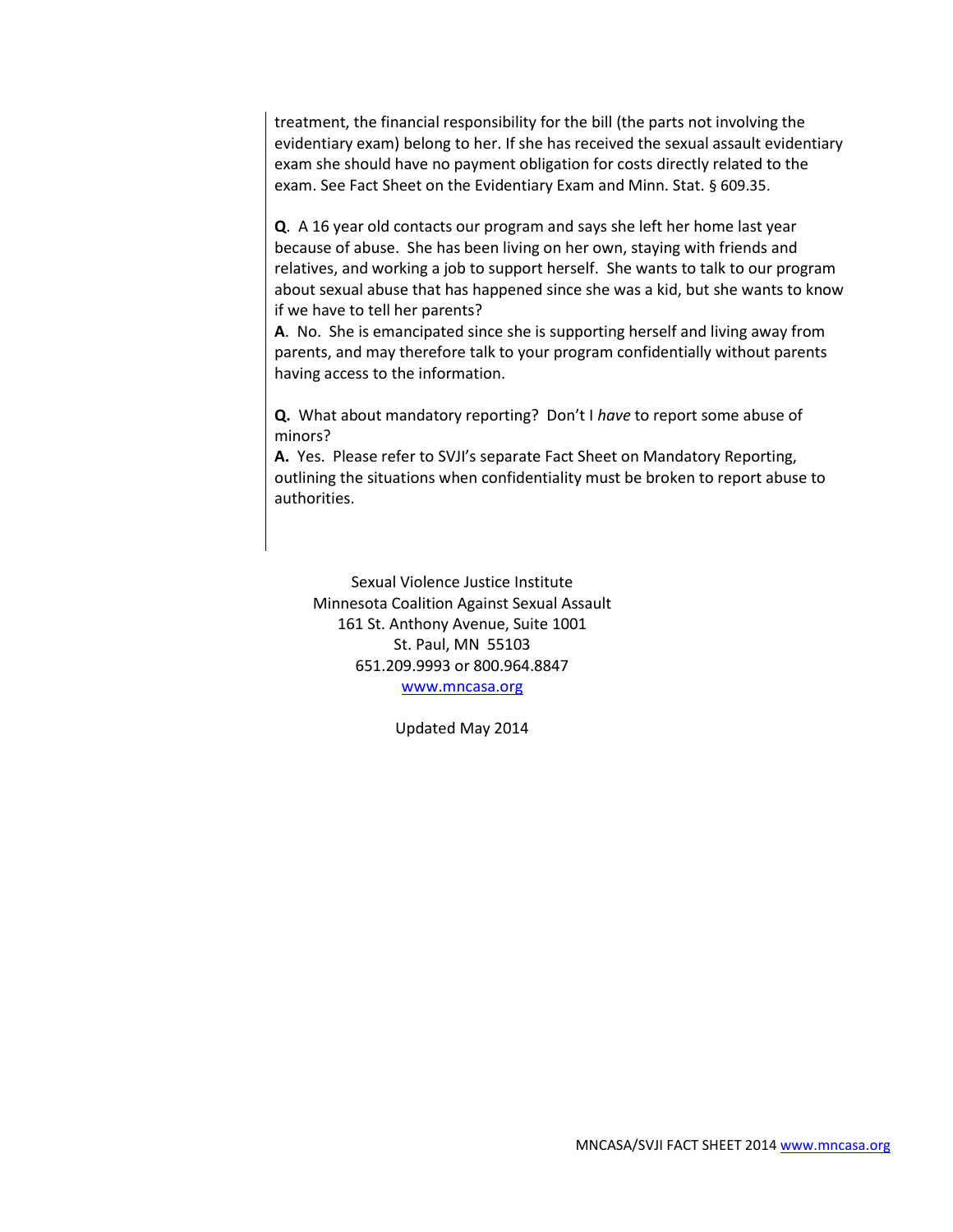treatment, the financial responsibility for the bill (the parts not involving the evidentiary exam) belong to her. If she has received the sexual assault evidentiary exam she should have no payment obligation for costs directly related to the exam. See Fact Sheet on the Evidentiary Exam and Minn. Stat. § 609.35.

**Q**. A 16 year old contacts our program and says she left her home last year because of abuse. She has been living on her own, staying with friends and relatives, and working a job to support herself. She wants to talk to our program about sexual abuse that has happened since she was a kid, but she wants to know if we have to tell her parents?
**A**. No. She is emancipated since she is supporting herself and living away from parents, and may therefore talk to your program confidentially without parents having access to the information.

**Q.** What about mandatory reporting? Don't I *have* to report some abuse of minors?
**A.** Yes. Please refer to SVJI's separate Fact Sheet on Mandatory Reporting, outlining the situations when confidentiality must be broken to report abuse to authorities.

Sexual Violence Justice Institute
Minnesota Coalition Against Sexual Assault
161 St. Anthony Avenue, Suite 1001
St. Paul, MN 55103
651.209.9993 or 800.964.8847
www.mncasa.org

Updated May 2014